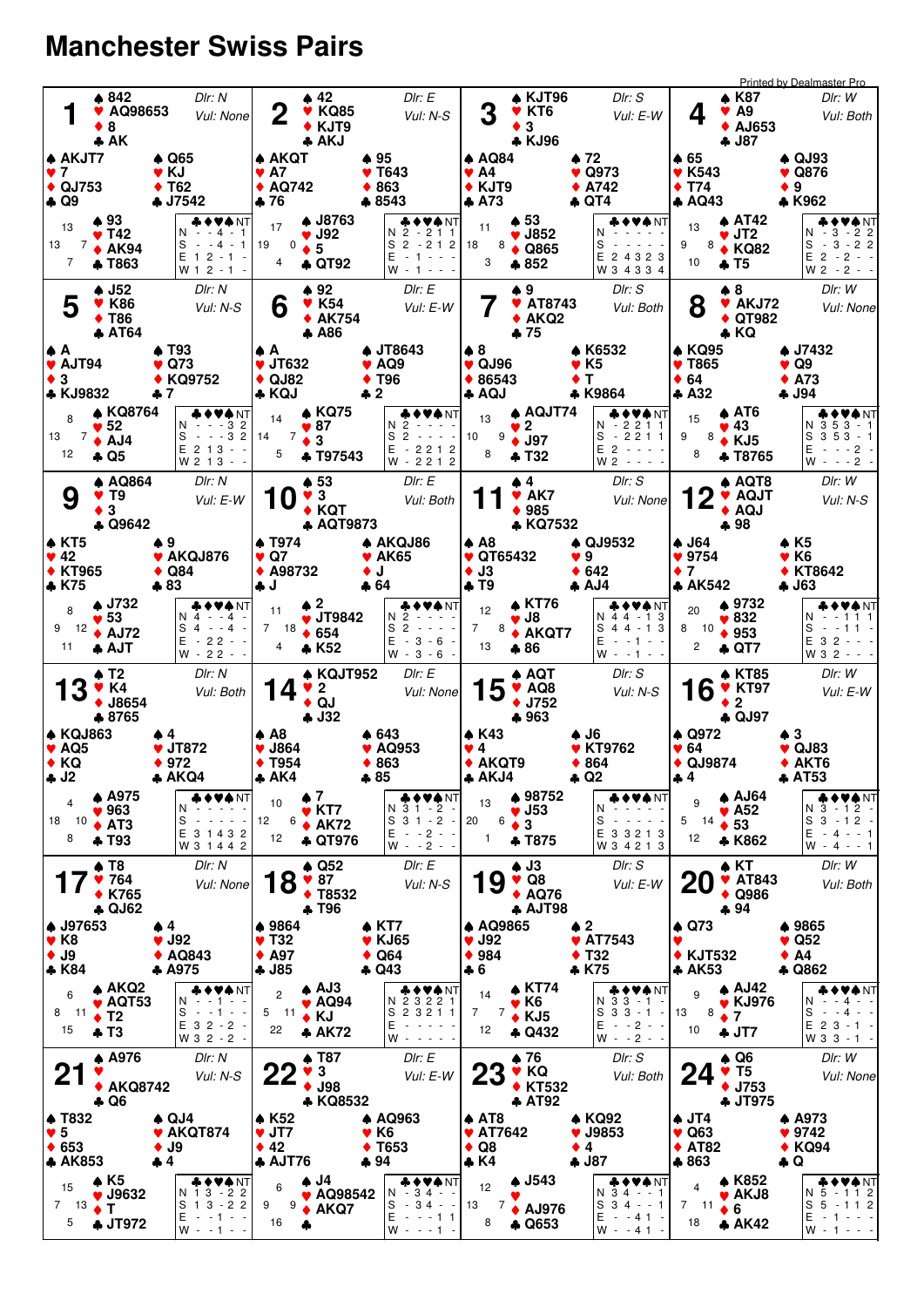# Manchester Swiss Pairs

Printed by Dealmaster Pro

## Board 1
Dlr: N, Vul: None

North: ♠ 842 ♥ AQ98653 ♦ 8 ♣ AK
West: ♠ AKJT7 ♥ 7 ♦ QJ753 ♣ Q9
East: ♠ Q65 ♥ KJ ♦ T62 ♣ J7542
South: ♠ 93 ♥ T42 ♦ AK94 ♣ T863

HCP: N 13, W 13, E 7, S 7

| | ♣ | ♦ | ♥ | ♠ | NT |
|---|---|---|---|---|---|
| N | - | - | 4 | - | 1 |
| S | - | - | 4 | - | 1 |
| E | 1 | 2 | - | 1 | - |
| W | 1 | 2 | - | 1 | - |

## Board 2
Dlr: E, Vul: N-S

North: ♠ 42 ♥ KQ85 ♦ KJT9 ♣ AKJ
West: ♠ AKQT ♥ A7 ♦ AQ742 ♣ 76
East: ♠ 95 ♥ T643 ♦ 863 ♣ 8543
South: ♠ J8763 ♥ J92 ♦ 5 ♣ QT92

HCP: N 17, W 19, E 0, S 4

| | ♣ | ♦ | ♥ | ♠ | NT |
|---|---|---|---|---|---|
| N | 2 | - | 2 | 1 | 1 |
| S | 2 | - | 2 | 1 | 2 |
| E | - | 1 | - | - | - |
| W | - | 1 | - | - | - |

## Board 3
Dlr: S, Vul: E-W

North: ♠ KJT96 ♥ KT6 ♦ 3 ♣ KJ96
West: ♠ AQ84 ♥ A4 ♦ KJT9 ♣ A73
East: ♠ 72 ♥ Q973 ♦ A742 ♣ QT4
South: ♠ 53 ♥ J852 ♦ Q865 ♣ 852

HCP: N 11, W 18, E 8, S 3

| | ♣ | ♦ | ♥ | ♠ | NT |
|---|---|---|---|---|---|
| N | - | - | - | - | - |
| S | - | - | - | - | - |
| E | 2 | 4 | 3 | 2 | 3 |
| W | 3 | 4 | 3 | 3 | 4 |

## Board 4
Dlr: W, Vul: Both

North: ♠ K87 ♥ A9 ♦ AJ653 ♣ J87
West: ♠ 65 ♥ K543 ♦ T74 ♣ AQ43
East: ♠ QJ93 ♥ Q876 ♦ 9 ♣ K962
South: ♠ AT42 ♥ JT2 ♦ KQ82 ♣ T5

HCP: N 13, W 9, E 8, S 10

| | ♣ | ♦ | ♥ | ♠ | NT |
|---|---|---|---|---|---|
| N | - | 3 | - | 2 | 2 |
| S | - | 3 | - | 2 | 2 |
| E | 2 | - | 2 | - | - |
| W | 2 | - | 2 | - | - |

## Board 5
Dlr: N, Vul: N-S

North: ♠ J52 ♥ K86 ♦ T86 ♣ AT64
West: ♠ A ♥ AJT94 ♦ 3 ♣ KJ9832
East: ♠ T93 ♥ Q73 ♦ KQ9752 ♣ 7
South: ♠ KQ8764 ♥ 52 ♦ AJ4 ♣ Q5

HCP: N 8, W 13, E 7, S 12

| | ♣ | ♦ | ♥ | ♠ | NT |
|---|---|---|---|---|---|
| N | - | - | - | 3 | 2 |
| S | - | - | - | 3 | 2 |
| E | 2 | 1 | 3 | - | - |
| W | 2 | 1 | 3 | - | - |

## Board 6
Dlr: E, Vul: E-W

North: ♠ 92 ♥ K54 ♦ AK754 ♣ A86
West: ♠ A ♥ JT632 ♦ QJ82 ♣ KQJ
East: ♠ JT8643 ♥ AQ9 ♦ T96 ♣ 2
South: ♠ KQ75 ♥ 87 ♦ 3 ♣ T97543

HCP: N 14, W 14, E 7, S 5

| | ♣ | ♦ | ♥ | ♠ | NT |
|---|---|---|---|---|---|
| N | 2 | - | - | - | - |
| S | 2 | - | - | - | - |
| E | - | 2 | 2 | 1 | 2 |
| W | - | 2 | 2 | 1 | 2 |

## Board 7
Dlr: S, Vul: Both

North: ♠ 9 ♥ AT8743 ♦ AKQ2 ♣ 75
West: ♠ 8 ♥ QJ96 ♦ 86543 ♣ AQJ
East: ♠ K6532 ♥ K5 ♦ T ♣ K9864
South: ♠ AQJT74 ♥ 2 ♦ J97 ♣ T32

HCP: N 13, W 10, E 9, S 8

| | ♣ | ♦ | ♥ | ♠ | NT |
|---|---|---|---|---|---|
| N | - | 2 | 2 | 1 | 1 |
| S | - | 2 | 2 | 1 | 1 |
| E | 2 | - | - | - | - |
| W | 2 | - | - | - | - |

## Board 8
Dlr: W, Vul: None

North: ♠ 8 ♥ AKJ72 ♦ QT982 ♣ KQ
West: ♠ KQ95 ♥ T865 ♦ 64 ♣ A32
East: ♠ J7432 ♥ Q9 ♦ A73 ♣ J94
South: ♠ AT6 ♥ 43 ♦ KJ5 ♣ T8765

HCP: N 15, W 9, E 8, S 8

| | ♣ | ♦ | ♥ | ♠ | NT |
|---|---|---|---|---|---|
| N | 3 | 5 | 3 | - | 1 |
| S | 3 | 5 | 3 | - | 1 |
| E | - | - | - | 2 | - |
| W | - | - | - | 2 | - |

## Board 9
Dlr: N, Vul: E-W

North: ♠ AQ864 ♥ T9 ♦ 3 ♣ Q9642
West: ♠ KT5 ♥ 42 ♦ KT965 ♣ K75
East: ♠ 9 ♥ AKQJ876 ♦ Q84 ♣ 83
South: ♠ J732 ♥ 53 ♦ AJ72 ♣ AJT

HCP: N 8, W 9, E 12, S 11

| | ♣ | ♦ | ♥ | ♠ | NT |
|---|---|---|---|---|---|
| N | 4 | - | - | 4 | - |
| S | 4 | - | - | 4 | - |
| E | - | 2 | 2 | - | - |
| W | - | 2 | 2 | - | - |

## Board 10
Dlr: E, Vul: Both

North: ♠ 53 ♥ 3 ♦ KQT ♣ AQT9873
West: ♠ T974 ♥ Q7 ♦ A98732 ♣ J
East: ♠ AKQJ86 ♥ AK65 ♦ J ♣ 64
South: ♠ 2 ♥ JT9842 ♦ 654 ♣ K52

HCP: N 11, W 7, E 18, S 4

| | ♣ | ♦ | ♥ | ♠ | NT |
|---|---|---|---|---|---|
| N | 2 | - | - | - | - |
| S | 2 | - | - | - | - |
| E | - | 3 | - | 6 | - |
| W | - | 3 | - | 6 | - |

## Board 11
Dlr: S, Vul: None

North: ♠ 4 ♥ AK7 ♦ 985 ♣ KQ7532
West: ♠ A8 ♥ QT65432 ♦ J3 ♣ T9
East: ♠ QJ9532 ♥ 9 ♦ 642 ♣ AJ4
South: ♠ KT76 ♥ J8 ♦ AKQT7 ♣ 86

HCP: N 12, W 7, E 8, S 13

| | ♣ | ♦ | ♥ | ♠ | NT |
|---|---|---|---|---|---|
| N | 4 | 4 | - | 1 | 3 |
| S | 4 | 4 | - | 1 | 3 |
| E | - | - | 1 | - | - |
| W | - | - | 1 | - | - |

## Board 12
Dlr: W, Vul: N-S

North: ♠ AQT8 ♥ AQJT ♦ AQJ ♣ 98
West: ♠ J64 ♥ 9754 ♦ 7 ♣ AK542
East: ♠ K5 ♥ K6 ♦ KT8642 ♣ J63
South: ♠ 9732 ♥ 832 ♦ 953 ♣ QT7

HCP: N 20, W 8, E 10, S 2

| | ♣ | ♦ | ♥ | ♠ | NT |
|---|---|---|---|---|---|
| N | - | - | 1 | 1 | 1 |
| S | - | - | 1 | 1 | - |
| E | 3 | 2 | - | - | - |
| W | 3 | 2 | - | - | - |

## Board 13
Dlr: N, Vul: Both

North: ♠ T2 ♥ K4 ♦ J8654 ♣ 8765
West: ♠ KQJ863 ♥ AQ5 ♦ KQ ♣ J2
East: ♠ 4 ♥ JT872 ♦ 972 ♣ AKQ4
South: ♠ A975 ♥ 963 ♦ AT3 ♣ T93

HCP: N 4, W 18, E 10, S 8

| | ♣ | ♦ | ♥ | ♠ | NT |
|---|---|---|---|---|---|
| N | - | - | - | - | - |
| S | - | - | - | - | - |
| E | 3 | 1 | 4 | 3 | 2 |
| W | 3 | 1 | 4 | 4 | 2 |

## Board 14
Dlr: E, Vul: None

North: ♠ KQJT952 ♥ 2 ♦ QJ ♣ J32
West: ♠ A8 ♥ J864 ♦ T954 ♣ AK4
East: ♠ 643 ♥ AQ953 ♦ 863 ♣ 85
South: ♠ 7 ♥ KT7 ♦ AK72 ♣ QT976

HCP: N 10, W 12, E 6, S 12

| | ♣ | ♦ | ♥ | ♠ | NT |
|---|---|---|---|---|---|
| N | 3 | 1 | - | 2 | - |
| S | 3 | 1 | - | 2 | - |
| E | - | - | 2 | - | - |
| W | - | - | 2 | - | - |

## Board 15
Dlr: S, Vul: N-S

North: ♠ AQT ♥ AQ8 ♦ J752 ♣ 963
West: ♠ K43 ♥ 4 ♦ AKQT9 ♣ AKJ4
East: ♠ J6 ♥ KT9762 ♦ 864 ♣ Q2
South: ♠ 98752 ♥ J53 ♦ 3 ♣ T875

HCP: N 13, W 20, E 6, S 1

| | ♣ | ♦ | ♥ | ♠ | NT |
|---|---|---|---|---|---|
| N | - | - | - | - | - |
| S | - | - | - | - | - |
| E | 3 | 3 | 2 | 1 | 3 |
| W | 3 | 4 | 2 | 1 | 3 |

## Board 16
Dlr: W, Vul: E-W

North: ♠ KT85 ♥ KT97 ♦ 2 ♣ QJ97
West: ♠ Q972 ♥ 64 ♦ QJ9874 ♣ 4
East: ♠ 3 ♥ QJ83 ♦ AKT6 ♣ AT53
South: ♠ AJ64 ♥ A52 ♦ 53 ♣ K862

HCP: N 9, W 5, E 14, S 12

| | ♣ | ♦ | ♥ | ♠ | NT |
|---|---|---|---|---|---|
| N | 3 | - | 1 | 2 | - |
| S | 3 | - | 1 | 2 | - |
| E | - | 4 | - | - | 1 |
| W | - | 4 | - | - | 1 |

## Board 17
Dlr: N, Vul: None

North: ♠ T8 ♥ 764 ♦ K765 ♣ QJ62
West: ♠ J97653 ♥ K8 ♦ J9 ♣ K84
East: ♠ 4 ♥ J92 ♦ AQ843 ♣ A975
South: ♠ AKQ2 ♥ AQT53 ♦ T2 ♣ T3

HCP: N 6, W 8, E 11, S 15

| | ♣ | ♦ | ♥ | ♠ | NT |
|---|---|---|---|---|---|
| N | - | - | 1 | - | - |
| S | - | - | 1 | - | - |
| E | 3 | 2 | - | 2 | - |
| W | 3 | 2 | - | 2 | - |

## Board 18
Dlr: E, Vul: N-S

North: ♠ Q52 ♥ 87 ♦ T8532 ♣ T96
West: ♠ 9864 ♥ T32 ♦ A97 ♣ J85
East: ♠ KT7 ♥ KJ65 ♦ Q64 ♣ Q43
South: ♠ AJ3 ♥ AQ94 ♦ KJ ♣ AK72

HCP: N 2, W 5, E 11, S 22

| | ♣ | ♦ | ♥ | ♠ | NT |
|---|---|---|---|---|---|
| N | 2 | 3 | 2 | 2 | 1 |
| S | 2 | 3 | 2 | 2 | 1 |
| E | - | - | - | - | - |
| W | - | - | - | - | - |

## Board 19
Dlr: S, Vul: E-W

North: ♠ J3 ♥ Q8 ♦ AQ76 ♣ AJT98
West: ♠ AQ9865 ♥ J92 ♦ 984 ♣ 6
East: ♠ 2 ♥ AT7543 ♦ T32 ♣ K75
South: ♠ KT74 ♥ K6 ♦ KJ5 ♣ Q432

HCP: N 14, W 7, E 7, S 12

| | ♣ | ♦ | ♥ | ♠ | NT |
|---|---|---|---|---|---|
| N | 3 | 3 | - | 1 | - |
| S | 3 | 3 | - | 1 | - |
| E | - | - | 2 | - | - |
| W | - | - | 2 | - | - |

## Board 20
Dlr: W, Vul: Both

North: ♠ KT ♥ AT843 ♦ Q986 ♣ 94
West: ♠ Q73 ♥ — ♦ KJT532 ♣ AK53
East: ♠ 9865 ♥ Q52 ♦ A4 ♣ Q862
South: ♠ AJ42 ♥ KJ976 ♦ 7 ♣ JT7

HCP: N 9, W 13, E 8, S 10

| | ♣ | ♦ | ♥ | ♠ | NT |
|---|---|---|---|---|---|
| N | - | - | 4 | - | - |
| S | - | - | 4 | - | - |
| E | 2 | 3 | - | 1 | - |
| W | 3 | 3 | - | 1 | - |

## Board 21
Dlr: N, Vul: N-S

North: ♠ A976 ♥ — ♦ AKQ8742 ♣ Q6
West: ♠ T832 ♥ 5 ♦ 653 ♣ AK853
East: ♠ QJ4 ♥ AKQT874 ♦ J9 ♣ 4
South: ♠ K5 ♥ J9632 ♦ T ♣ JT972

HCP: N 15, W 7, E 13, S 5

| | ♣ | ♦ | ♥ | ♠ | NT |
|---|---|---|---|---|---|
| N | 1 | 3 | - | 2 | 2 |
| S | 1 | 3 | - | 2 | 2 |
| E | - | - | 1 | - | - |
| W | - | - | 1 | - | - |

## Board 22
Dlr: E, Vul: E-W

North: ♠ T87 ♥ 3 ♦ J98 ♣ KQ8532
West: ♠ K52 ♥ JT7 ♦ 42 ♣ AJT76
East: ♠ AQ963 ♥ K6 ♦ T653 ♣ 94
South: ♠ J4 ♥ AQ98542 ♦ AKQ7 ♣ —

HCP: N 6, W 9, E 9, S 16

| | ♣ | ♦ | ♥ | ♠ | NT |
|---|---|---|---|---|---|
| N | - | 3 | 4 | - | - |
| S | - | 3 | 4 | - | - |
| E | - | - | - | 1 | 1 |
| W | - | - | - | 1 | - |

## Board 23
Dlr: S, Vul: Both

North: ♠ 76 ♥ KQ ♦ KT532 ♣ AT92
West: ♠ AT8 ♥ AT7642 ♦ Q8 ♣ K4
East: ♠ KQ92 ♥ J9853 ♦ 4 ♣ J87
South: ♠ J543 ♥ — ♦ AJ976 ♣ Q653

HCP: N 12, W 13, E 7, S 8

| | ♣ | ♦ | ♥ | ♠ | NT |
|---|---|---|---|---|---|
| N | 3 | 4 | - | - | 1 |
| S | 3 | 4 | - | - | 1 |
| E | - | - | 4 | 1 | - |
| W | - | - | 4 | 1 | - |

## Board 24
Dlr: W, Vul: None

North: ♠ Q6 ♥ T5 ♦ J753 ♣ JT975
West: ♠ JT4 ♥ Q63 ♦ AT82 ♣ 863
East: ♠ A973 ♥ 9742 ♦ KQ94 ♣ Q
South: ♠ K852 ♥ AKJ8 ♦ 6 ♣ AK42

HCP: N 4, W 7, E 11, S 18

| | ♣ | ♦ | ♥ | ♠ | NT |
|---|---|---|---|---|---|
| N | 5 | - | 1 | 1 | 2 |
| S | 5 | - | 1 | 1 | 2 |
| E | - | 1 | - | - | - |
| W | - | 1 | - | - | - |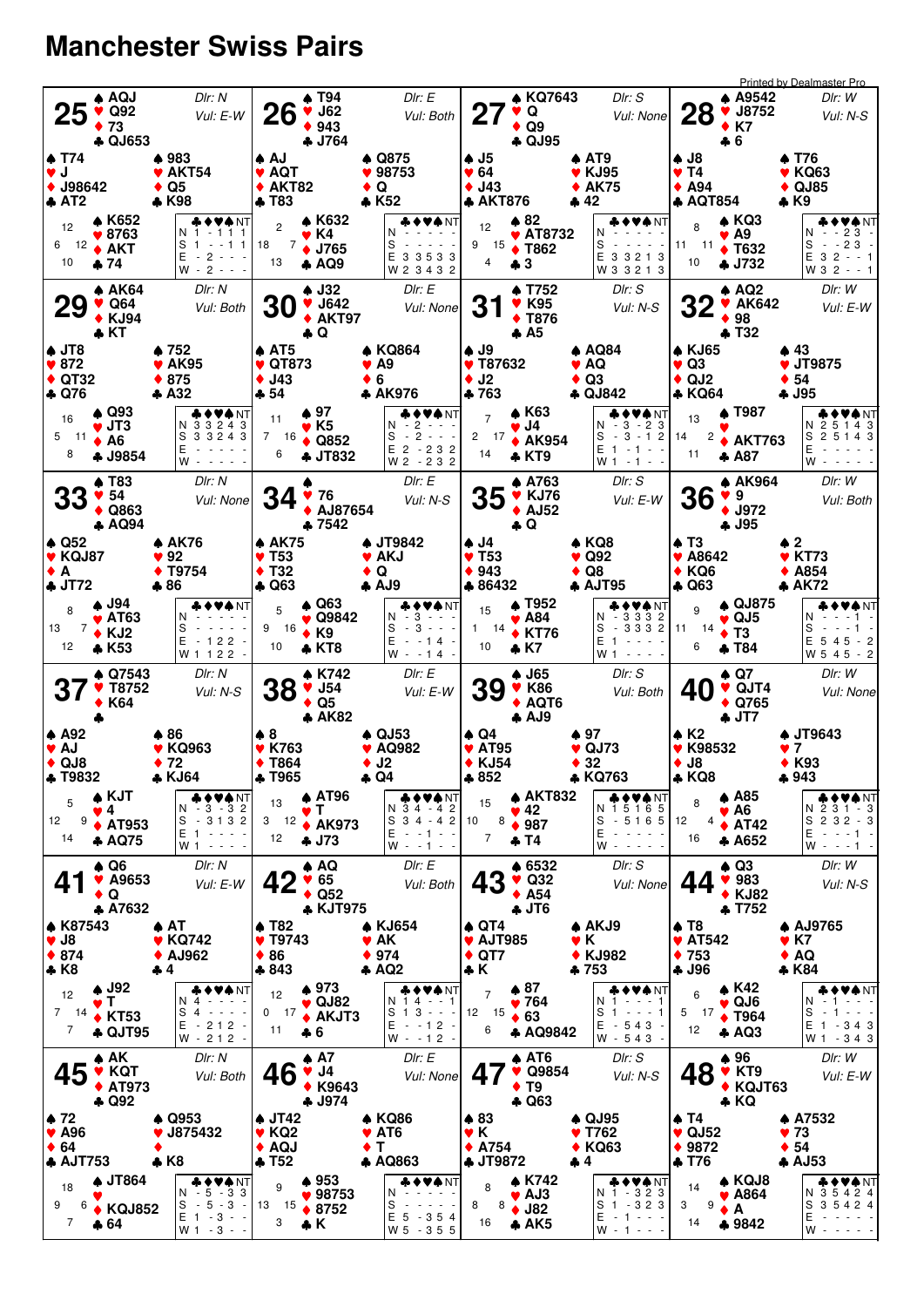# Manchester Swiss Pairs

## Board 25
Dlr: N — Vul: E-W

| Seat | ♠ | ♥ | ♦ | ♣ | HCP |
|---|---|---|---|---|---|
| North | AQJ | Q92 | 73 | QJ653 | 12 |
| West | T74 | J | J98642 | AT2 | 6 |
| East | 983 | AKT54 | Q5 | K98 | 12 |
| South | K652 | 8763 | AKT | 74 | 10 |

| | ♣ | ♦ | ♥ | ♠ | NT |
|---|---|---|---|---|---|
| N | 1 | - | 1 | 1 | 1 |
| S | 1 | - | 1 | 1 | 1 |
| E | - | 2 | - | - | - |
| W | - | 2 | - | - | - |

## Board 26
Dlr: E — Vul: Both

| Seat | ♠ | ♥ | ♦ | ♣ | HCP |
|---|---|---|---|---|---|
| North | T94 | J62 | 943 | J764 | 2 |
| West | AJ | AQT | AKT82 | T83 | 18 |
| East | Q875 | 98753 | Q | K52 | 7 |
| South | K632 | K4 | J765 | AQ9 | 13 |

| | ♣ | ♦ | ♥ | ♠ | NT |
|---|---|---|---|---|---|
| N | - | - | - | - | - |
| S | - | - | - | - | - |
| E | 3 | 3 | 5 | 3 | 3 |
| W | 2 | 3 | 4 | 3 | 2 |

## Board 27
Dlr: S — Vul: None

| Seat | ♠ | ♥ | ♦ | ♣ | HCP |
|---|---|---|---|---|---|
| North | KQ7643 | Q | Q9 | QJ95 | 12 |
| West | J5 | 64 | J43 | AKT876 | 9 |
| East | AT9 | KJ95 | AK75 | 42 | 15 |
| South | 82 | AT8732 | T862 | 3 | 4 |

| | ♣ | ♦ | ♥ | ♠ | NT |
|---|---|---|---|---|---|
| N | - | - | - | - | - |
| S | - | - | - | - | - |
| E | 3 | 3 | 2 | 1 | 3 |
| W | 3 | 3 | 2 | 1 | 3 |

## Board 28
Dlr: W — Vul: N-S

| Seat | ♠ | ♥ | ♦ | ♣ | HCP |
|---|---|---|---|---|---|
| North | A9542 | J8752 | K7 | 6 | 8 |
| West | J8 | T4 | A94 | AQT854 | 11 |
| East | T76 | KQ63 | QJ85 | K9 | 11 |
| South | KQ3 | A9 | T632 | J732 | 10 |

| | ♣ | ♦ | ♥ | ♠ | NT |
|---|---|---|---|---|---|
| N | - | - | 2 | 3 | - |
| S | - | - | 2 | 3 | - |
| E | 3 | 2 | - | - | 1 |
| W | 3 | 2 | - | - | 1 |

## Board 29
Dlr: N — Vul: Both

| Seat | ♠ | ♥ | ♦ | ♣ | HCP |
|---|---|---|---|---|---|
| North | AK64 | Q64 | KJ94 | KT | 16 |
| West | JT8 | 872 | QT32 | Q76 | 5 |
| East | 752 | AK95 | 875 | A32 | 11 |
| South | Q93 | JT3 | A6 | J9854 | 8 |

| | ♣ | ♦ | ♥ | ♠ | NT |
|---|---|---|---|---|---|
| N | 3 | 3 | 2 | 4 | 3 |
| S | 3 | 3 | 2 | 4 | 3 |
| E | - | - | - | - | - |
| W | - | - | - | - | - |

## Board 30
Dlr: E — Vul: None

| Seat | ♠ | ♥ | ♦ | ♣ | HCP |
|---|---|---|---|---|---|
| North | J32 | J642 | AKT97 | Q | 11 |
| West | AT5 | QT873 | J43 | 54 | 7 |
| East | KQ864 | A9 | 6 | AK976 | 16 |
| South | 97 | K5 | Q852 | JT832 | 6 |

| | ♣ | ♦ | ♥ | ♠ | NT |
|---|---|---|---|---|---|
| N | - | 2 | - | - | - |
| S | - | 2 | - | - | - |
| E | 2 | - | 2 | 3 | 2 |
| W | 2 | - | 2 | 3 | 2 |

## Board 31
Dlr: S — Vul: N-S

| Seat | ♠ | ♥ | ♦ | ♣ | HCP |
|---|---|---|---|---|---|
| North | T752 | K95 | T876 | A5 | 7 |
| West | J9 | T87632 | J2 | 763 | 2 |
| East | AQ84 | AQ | Q3 | QJ842 | 17 |
| South | K63 | J4 | AK954 | KT9 | 14 |

| | ♣ | ♦ | ♥ | ♠ | NT |
|---|---|---|---|---|---|
| N | - | 3 | - | 2 | 3 |
| S | - | 3 | - | 1 | 2 |
| E | 1 | - | 1 | - | - |
| W | 1 | - | 1 | - | - |

## Board 32
Dlr: W — Vul: E-W

| Seat | ♠ | ♥ | ♦ | ♣ | HCP |
|---|---|---|---|---|---|
| North | AQ2 | AK642 | 98 | T32 | 13 |
| West | KJ65 | Q3 | QJ2 | KQ64 | 14 |
| East | 43 | JT9875 | 54 | J95 | 2 |
| South | T987 | | AKT763 | A87 | 11 |

| | ♣ | ♦ | ♥ | ♠ | NT |
|---|---|---|---|---|---|
| N | 2 | 5 | 1 | 4 | 3 |
| S | 2 | 5 | 1 | 4 | 3 |
| E | - | - | - | - | - |
| W | - | - | - | - | - |

## Board 33
Dlr: N — Vul: None

| Seat | ♠ | ♥ | ♦ | ♣ | HCP |
|---|---|---|---|---|---|
| North | T83 | 54 | Q863 | AQ94 | 8 |
| West | Q52 | KQJ87 | A | JT72 | 13 |
| East | AK76 | 92 | T9754 | 86 | 7 |
| South | J94 | AT63 | KJ2 | K53 | 12 |

| | ♣ | ♦ | ♥ | ♠ | NT |
|---|---|---|---|---|---|
| N | - | - | - | - | - |
| S | - | - | - | - | - |
| E | - | 1 | 2 | 2 | - |
| W | 1 | 1 | 2 | 2 | - |

## Board 34
Dlr: E — Vul: N-S

| Seat | ♠ | ♥ | ♦ | ♣ | HCP |
|---|---|---|---|---|---|
| North | | 76 | AJ87654 | 7542 | 5 |
| West | AK75 | T53 | T32 | Q63 | 9 |
| East | JT9842 | AKJ | Q | AJ9 | 16 |
| South | Q63 | Q9842 | K9 | KT8 | 10 |

| | ♣ | ♦ | ♥ | ♠ | NT |
|---|---|---|---|---|---|
| N | - | 3 | - | - | - |
| S | - | 3 | - | - | - |
| E | - | - | 1 | 4 | - |
| W | - | - | 1 | 4 | - |

## Board 35
Dlr: S — Vul: E-W

| Seat | ♠ | ♥ | ♦ | ♣ | HCP |
|---|---|---|---|---|---|
| North | A763 | KJ76 | AJ52 | Q | 15 |
| West | J4 | T53 | 943 | 86432 | 1 |
| East | KQ8 | Q92 | Q8 | AJT95 | 14 |
| South | T952 | A84 | KT76 | K7 | 10 |

| | ♣ | ♦ | ♥ | ♠ | NT |
|---|---|---|---|---|---|
| N | - | 3 | 3 | 3 | 2 |
| S | - | 3 | 3 | 3 | 2 |
| E | 1 | - | - | - | - |
| W | 1 | - | - | - | - |

## Board 36
Dlr: W — Vul: Both

| Seat | ♠ | ♥ | ♦ | ♣ | HCP |
|---|---|---|---|---|---|
| North | AK964 | 9 | J972 | J95 | 9 |
| West | T3 | A8642 | KQ6 | Q63 | 11 |
| East | 2 | KT73 | A854 | AK72 | 14 |
| South | QJ875 | QJ5 | T3 | T84 | 6 |

| | ♣ | ♦ | ♥ | ♠ | NT |
|---|---|---|---|---|---|
| N | - | - | - | 1 | - |
| S | - | - | - | 1 | - |
| E | 5 | 4 | 5 | - | 2 |
| W | 5 | 4 | 5 | - | 2 |

## Board 37
Dlr: N — Vul: N-S

| Seat | ♠ | ♥ | ♦ | ♣ | HCP |
|---|---|---|---|---|---|
| North | Q7543 | T8752 | K64 | | 5 |
| West | A92 | AJ | QJ8 | T9832 | 12 |
| East | 86 | KQ963 | 72 | KJ64 | 9 |
| South | KJT | 4 | AT953 | AQ75 | 14 |

| | ♣ | ♦ | ♥ | ♠ | NT |
|---|---|---|---|---|---|
| N | - | 3 | - | 3 | 2 |
| S | - | 3 | 1 | 3 | 2 |
| E | 1 | - | - | - | - |
| W | 1 | - | - | - | - |

## Board 38
Dlr: E — Vul: E-W

| Seat | ♠ | ♥ | ♦ | ♣ | HCP |
|---|---|---|---|---|---|
| North | K742 | J54 | Q5 | AK82 | 13 |
| West | 8 | K763 | T864 | T965 | 3 |
| East | QJ53 | AQ982 | J2 | Q4 | 12 |
| South | AT96 | T | AK973 | J73 | 12 |

| | ♣ | ♦ | ♥ | ♠ | NT |
|---|---|---|---|---|---|
| N | 3 | 4 | - | 4 | 2 |
| S | 3 | 4 | - | 4 | 2 |
| E | - | - | 1 | - | - |
| W | - | - | 1 | - | - |

## Board 39
Dlr: S — Vul: Both

| Seat | ♠ | ♥ | ♦ | ♣ | HCP |
|---|---|---|---|---|---|
| North | J65 | K86 | AQT6 | AJ9 | 15 |
| West | Q4 | AT95 | KJ54 | 852 | 10 |
| East | 97 | QJ73 | 32 | KQ763 | 8 |
| South | AKT832 | 42 | 987 | T4 | 7 |

| | ♣ | ♦ | ♥ | ♠ | NT |
|---|---|---|---|---|---|
| N | 1 | 5 | 1 | 6 | 5 |
| S | - | 5 | 1 | 6 | 5 |
| E | - | - | - | - | - |
| W | - | - | - | - | - |

## Board 40
Dlr: W — Vul: None

| Seat | ♠ | ♥ | ♦ | ♣ | HCP |
|---|---|---|---|---|---|
| North | Q7 | QJT4 | Q765 | JT7 | 8 |
| West | K2 | K98532 | J8 | KQ8 | 12 |
| East | JT9643 | 7 | K93 | 943 | 4 |
| South | A85 | A6 | AT42 | A652 | 16 |

| | ♣ | ♦ | ♥ | ♠ | NT |
|---|---|---|---|---|---|
| N | 2 | 3 | 1 | - | 3 |
| S | 2 | 3 | 2 | - | 3 |
| E | - | - | - | 1 | - |
| W | - | - | - | 1 | - |

## Board 41
Dlr: N — Vul: E-W

| Seat | ♠ | ♥ | ♦ | ♣ | HCP |
|---|---|---|---|---|---|
| North | Q6 | A9653 | Q | A7632 | 12 |
| West | K87543 | J8 | 874 | K8 | 7 |
| East | AT | KQ742 | AJ962 | 4 | 14 |
| South | J92 | T | KT53 | QJT95 | 7 |

| | ♣ | ♦ | ♥ | ♠ | NT |
|---|---|---|---|---|---|
| N | 4 | - | - | - | - |
| S | 4 | - | - | - | - |
| E | - | 2 | 1 | 2 | - |
| W | - | 2 | 1 | 2 | - |

## Board 42
Dlr: E — Vul: Both

| Seat | ♠ | ♥ | ♦ | ♣ | HCP |
|---|---|---|---|---|---|
| North | AQ | 65 | Q52 | KJT975 | 12 |
| West | T82 | T9743 | 86 | 843 | 0 |
| East | KJ654 | AK | 974 | AQ2 | 17 |
| South | 973 | Q82 | AKJT3 | 6 | 11 |

| | ♣ | ♦ | ♥ | ♠ | NT |
|---|---|---|---|---|---|
| N | 1 | 4 | - | - | 1 |
| S | 1 | 3 | - | - | - |
| E | - | - | 1 | 2 | - |
| W | - | - | 1 | 2 | - |

## Board 43
Dlr: S — Vul: None

| Seat | ♠ | ♥ | ♦ | ♣ | HCP |
|---|---|---|---|---|---|
| North | 6532 | Q32 | A54 | JT6 | 7 |
| West | QT4 | AJT985 | QT7 | K | 12 |
| East | AKJ9 | K | KJ982 | 753 | 15 |
| South | 87 | 764 | 63 | AQ9842 | 6 |

| | ♣ | ♦ | ♥ | ♠ | NT |
|---|---|---|---|---|---|
| N | 1 | - | - | - | 1 |
| S | 1 | - | - | - | 1 |
| E | - | 5 | 4 | 3 | - |
| W | - | 5 | 4 | 3 | - |

## Board 44
Dlr: W — Vul: N-S

| Seat | ♠ | ♥ | ♦ | ♣ | HCP |
|---|---|---|---|---|---|
| North | Q3 | 983 | KJ82 | T752 | 6 |
| West | T8 | AT542 | 753 | J96 | 5 |
| East | AJ9765 | K7 | AQ | K84 | 17 |
| South | K42 | QJ6 | T964 | AQ3 | 12 |

| | ♣ | ♦ | ♥ | ♠ | NT |
|---|---|---|---|---|---|
| N | - | 1 | - | - | - |
| S | - | 1 | - | - | - |
| E | 1 | - | 3 | 4 | 3 |
| W | 1 | - | 3 | 4 | 3 |

## Board 45
Dlr: N — Vul: Both

| Seat | ♠ | ♥ | ♦ | ♣ | HCP |
|---|---|---|---|---|---|
| North | AK | KQT | AT973 | Q92 | 18 |
| West | 72 | A96 | 64 | AJT753 | 9 |
| East | Q953 | J875432 | | K8 | 6 |
| South | JT864 | | KQJ852 | 64 | 7 |

| | ♣ | ♦ | ♥ | ♠ | NT |
|---|---|---|---|---|---|
| N | - | 5 | - | 3 | 3 |
| S | - | 5 | - | 3 | - |
| E | 1 | - | 3 | - | - |
| W | 1 | - | 3 | - | - |

## Board 46
Dlr: E — Vul: None

| Seat | ♠ | ♥ | ♦ | ♣ | HCP |
|---|---|---|---|---|---|
| North | A7 | J4 | K9643 | J974 | 9 |
| West | JT42 | KQ2 | AQJ | T52 | 13 |
| East | KQ86 | AT6 | T | AQ863 | 15 |
| South | 953 | 98753 | 8752 | K | 3 |

| | ♣ | ♦ | ♥ | ♠ | NT |
|---|---|---|---|---|---|
| N | - | - | - | - | - |
| S | - | - | - | - | - |
| E | 5 | - | 3 | 5 | 4 |
| W | 5 | - | 3 | 5 | 5 |

## Board 47
Dlr: S — Vul: N-S

| Seat | ♠ | ♥ | ♦ | ♣ | HCP |
|---|---|---|---|---|---|
| North | AT6 | Q9854 | T9 | Q63 | 8 |
| West | 83 | K | A754 | JT9872 | 8 |
| East | QJ95 | T762 | KQ63 | 4 | 8 |
| South | K742 | AJ3 | J82 | AK5 | 16 |

| | ♣ | ♦ | ♥ | ♠ | NT |
|---|---|---|---|---|---|
| N | 1 | - | 3 | 2 | 3 |
| S | 1 | - | 3 | 2 | 3 |
| E | - | 1 | - | - | - |
| W | - | 1 | - | - | - |

## Board 48
Dlr: W — Vul: E-W

| Seat | ♠ | ♥ | ♦ | ♣ | HCP |
|---|---|---|---|---|---|
| North | 96 | KT9 | KQJT63 | KQ | 14 |
| West | T4 | QJ52 | 9872 | T76 | 3 |
| East | A7532 | 73 | 54 | AJ53 | 9 |
| South | KQJ8 | A864 | A | 9842 | 14 |

| | ♣ | ♦ | ♥ | ♠ | NT |
|---|---|---|---|---|---|
| N | 3 | 5 | 4 | 2 | 4 |
| S | 3 | 5 | 4 | 2 | 4 |
| E | - | - | - | - | - |
| W | - | - | - | - | - |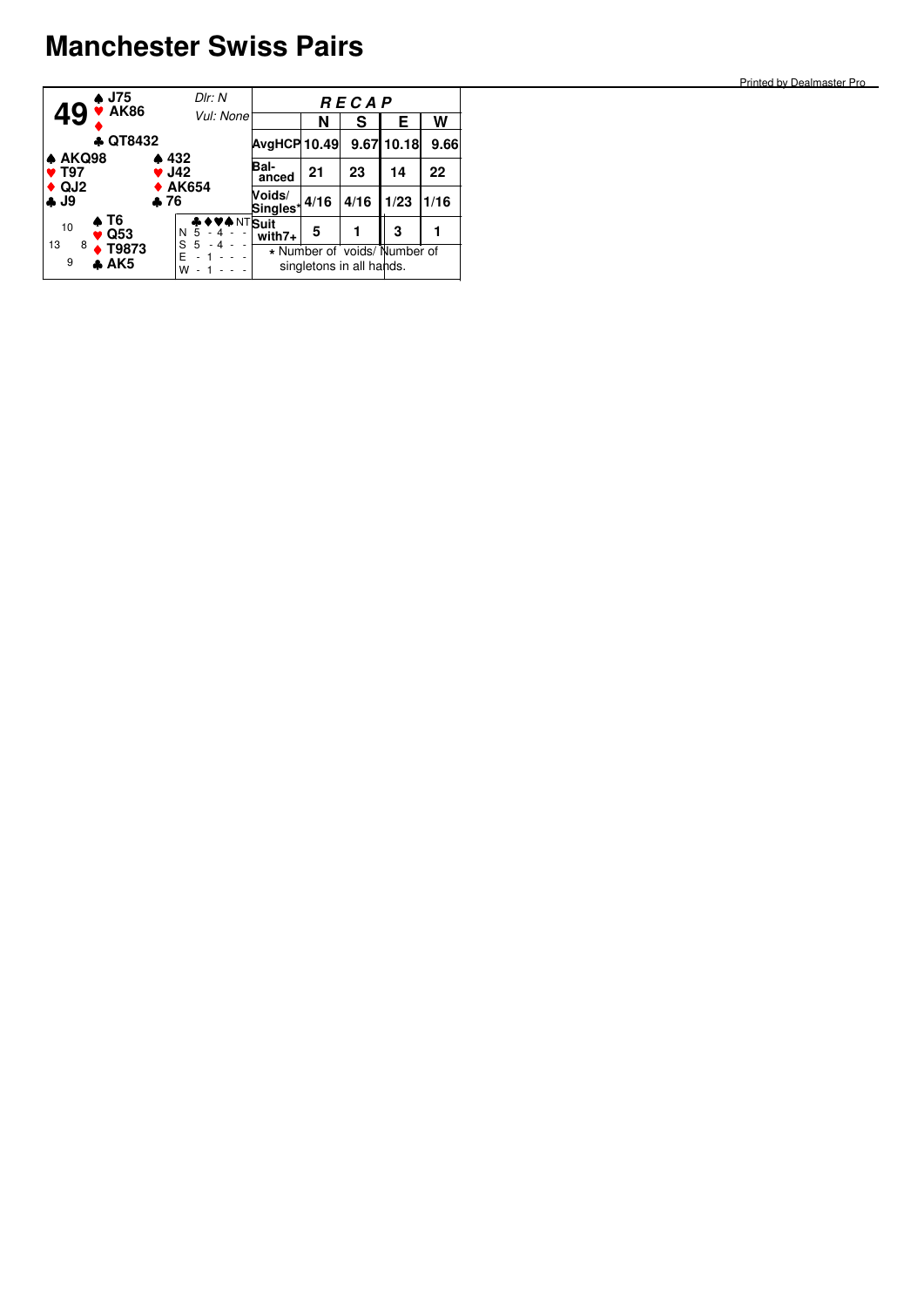# Manchester Swiss Pairs

Printed by Dealmaster Pro

**49**

Dlr: N
Vul: None

North:
♠ J75
♥ AK86
♦
♣ QT8432

West:
♠ AKQ98
♥ T97
♦ QJ2
♣ J9

East:
♠ 432
♥ J42
♦ AK654
♣ 76

South:
♠ T6
♥ Q53
♦ T9873
♣ AK5

HCP: N 10, W 13, E 8, S 9

| | ♣ | ♦ | ♥ | ♠ | NT |
|---|---|---|---|---|---|
| N | 5 | - | 4 | - | - |
| S | 5 | - | 4 | - | - |
| E | - | 1 | - | - | - |
| W | - | 1 | - | - | - |

| RECAP | N | S | E | W |
|---|---|---|---|---|
| AvgHCP | 10.49 | 9.67 | 10.18 | 9.66 |
| Balanced | 21 | 23 | 14 | 22 |
| Voids/ Singles* | 4/16 | 4/16 | 1/23 | 1/16 |
| Suit with7+ | 5 | 1 | 3 | 1 |

* Number of voids/ Number of singletons in all hands.